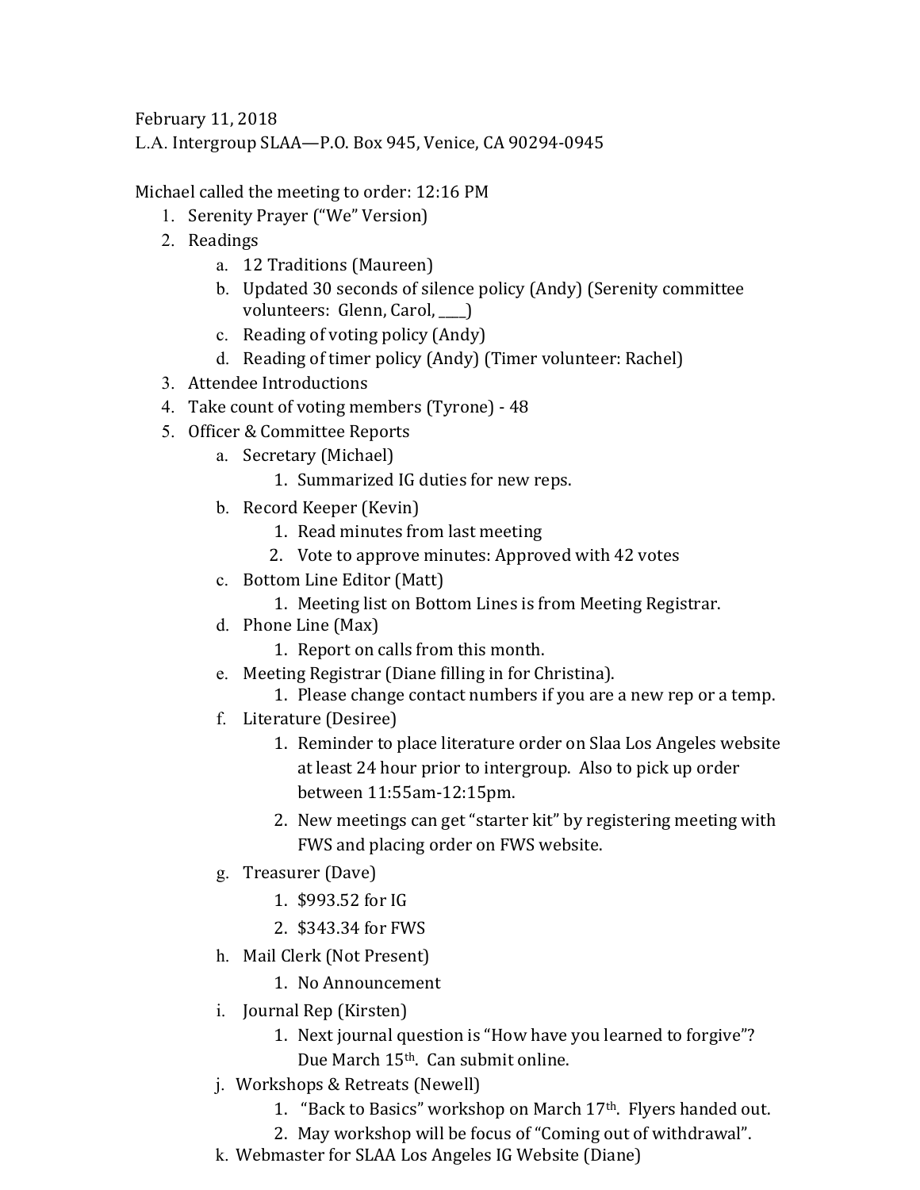February 11, 2018

L.A. Intergroup SLAA—P.O. Box 945, Venice, CA 90294-0945

Michael called the meeting to order: 12:16 PM

1. Serenity Prayer ("We" Version)
2. Readings
   a. 12 Traditions (Maureen)
   b. Updated 30 seconds of silence policy (Andy) (Serenity committee volunteers: Glenn, Carol, ____)
   c. Reading of voting policy (Andy)
   d. Reading of timer policy (Andy) (Timer volunteer: Rachel)
3. Attendee Introductions
4. Take count of voting members (Tyrone) - 48
5. Officer & Committee Reports
   a. Secretary (Michael)
      1. Summarized IG duties for new reps.
   b. Record Keeper (Kevin)
      1. Read minutes from last meeting
      2. Vote to approve minutes: Approved with 42 votes
   c. Bottom Line Editor (Matt)
      1. Meeting list on Bottom Lines is from Meeting Registrar.
   d. Phone Line (Max)
      1. Report on calls from this month.
   e. Meeting Registrar (Diane filling in for Christina).
      1. Please change contact numbers if you are a new rep or a temp.
   f. Literature (Desiree)
      1. Reminder to place literature order on Slaa Los Angeles website at least 24 hour prior to intergroup. Also to pick up order between 11:55am-12:15pm.
      2. New meetings can get "starter kit" by registering meeting with FWS and placing order on FWS website.
   g. Treasurer (Dave)
      1. $993.52 for IG
      2. $343.34 for FWS
   h. Mail Clerk (Not Present)
      1. No Announcement
   i. Journal Rep (Kirsten)
      1. Next journal question is "How have you learned to forgive"? Due March 15th. Can submit online.
   j. Workshops & Retreats (Newell)
      1. "Back to Basics" workshop on March 17th. Flyers handed out.
      2. May workshop will be focus of "Coming out of withdrawal".
   k. Webmaster for SLAA Los Angeles IG Website (Diane)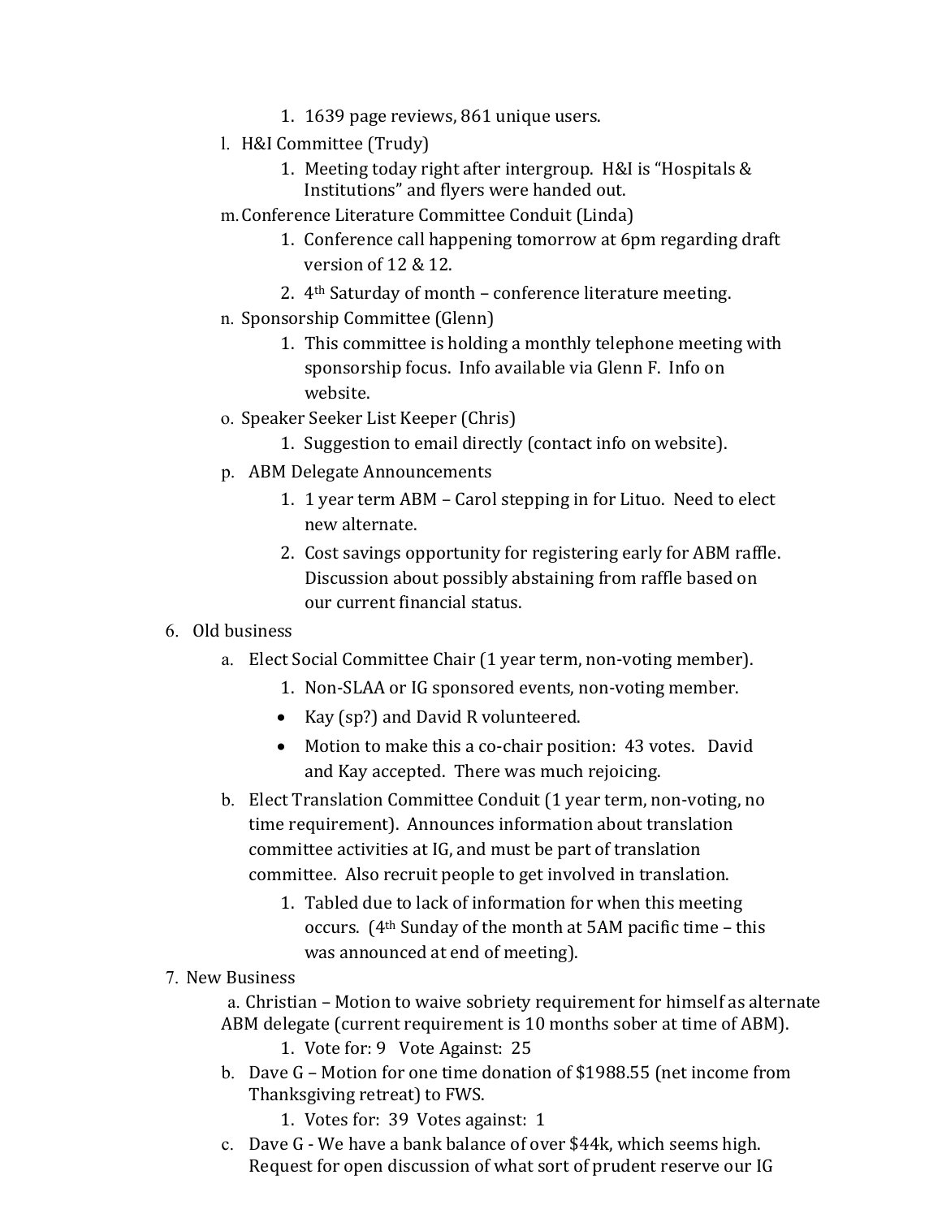1. 1639 page reviews, 861 unique users.

l. H&I Committee (Trudy)
   1. Meeting today right after intergroup. H&I is "Hospitals & Institutions" and flyers were handed out.

m. Conference Literature Committee Conduit (Linda)
   1. Conference call happening tomorrow at 6pm regarding draft version of 12 & 12.
   2. 4th Saturday of month – conference literature meeting.

n. Sponsorship Committee (Glenn)
   1. This committee is holding a monthly telephone meeting with sponsorship focus. Info available via Glenn F. Info on website.

o. Speaker Seeker List Keeper (Chris)
   1. Suggestion to email directly (contact info on website).

p. ABM Delegate Announcements
   1. 1 year term ABM – Carol stepping in for Lituo. Need to elect new alternate.
   2. Cost savings opportunity for registering early for ABM raffle. Discussion about possibly abstaining from raffle based on our current financial status.

6. Old business
   a. Elect Social Committee Chair (1 year term, non-voting member).
      1. Non-SLAA or IG sponsored events, non-voting member.
      - Kay (sp?) and David R volunteered.
      - Motion to make this a co-chair position: 43 votes. David and Kay accepted. There was much rejoicing.
   b. Elect Translation Committee Conduit (1 year term, non-voting, no time requirement). Announces information about translation committee activities at IG, and must be part of translation committee. Also recruit people to get involved in translation.
      1. Tabled due to lack of information for when this meeting occurs. (4th Sunday of the month at 5AM pacific time – this was announced at end of meeting).

7. New Business
   a. Christian – Motion to waive sobriety requirement for himself as alternate ABM delegate (current requirement is 10 months sober at time of ABM).
      1. Vote for: 9 Vote Against: 25
   b. Dave G – Motion for one time donation of $1988.55 (net income from Thanksgiving retreat) to FWS.
      1. Votes for: 39 Votes against: 1
   c. Dave G - We have a bank balance of over $44k, which seems high. Request for open discussion of what sort of prudent reserve our IG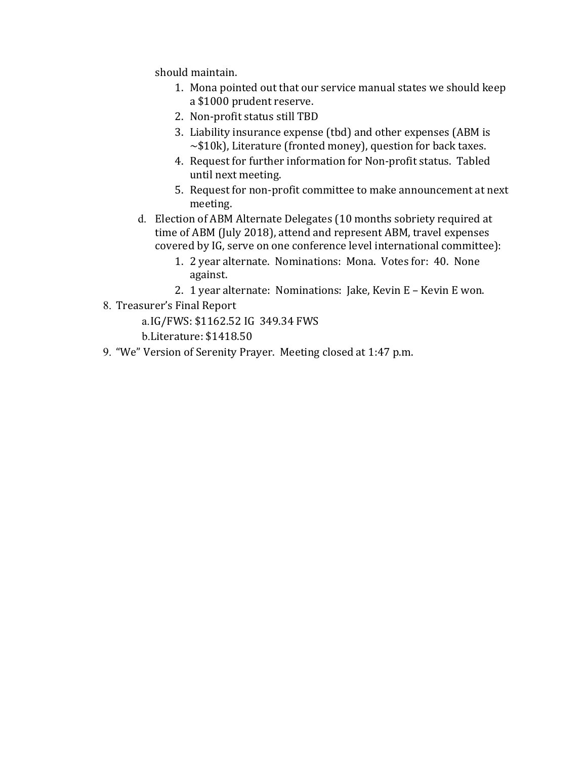should maintain.

1. Mona pointed out that our service manual states we should keep a $1000 prudent reserve.
2. Non-profit status still TBD
3. Liability insurance expense (tbd) and other expenses (ABM is ~$10k), Literature (fronted money), question for back taxes.
4. Request for further information for Non-profit status. Tabled until next meeting.
5. Request for non-profit committee to make announcement at next meeting.

d. Election of ABM Alternate Delegates (10 months sobriety required at time of ABM (July 2018), attend and represent ABM, travel expenses covered by IG, serve on one conference level international committee):

1. 2 year alternate. Nominations: Mona. Votes for: 40. None against.
2. 1 year alternate: Nominations: Jake, Kevin E – Kevin E won.

8. Treasurer's Final Report
   a. IG/FWS: $1162.52 IG 349.34 FWS
   b. Literature: $1418.50
9. "We" Version of Serenity Prayer. Meeting closed at 1:47 p.m.